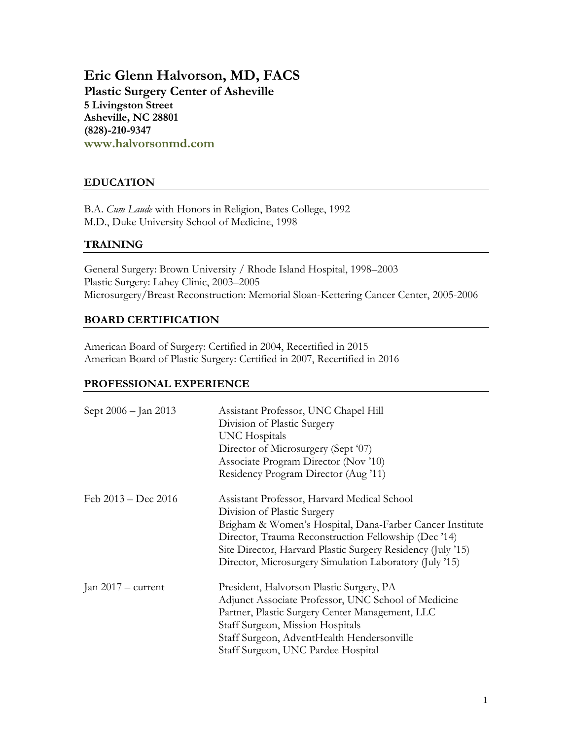# Eric Glenn Halvorson, MD, FACS

**Plastic Surgery Center of Asheville**
**5 Livingston Street**
**Asheville, NC 28801**
**(828)-210-9347**
**www.halvorsonmd.com**

## EDUCATION

B.A. *Cum Laude* with Honors in Religion, Bates College, 1992
M.D., Duke University School of Medicine, 1998

## TRAINING

General Surgery: Brown University / Rhode Island Hospital, 1998–2003
Plastic Surgery: Lahey Clinic, 2003–2005
Microsurgery/Breast Reconstruction: Memorial Sloan-Kettering Cancer Center, 2005-2006

## BOARD CERTIFICATION

American Board of Surgery: Certified in 2004, Recertified in 2015
American Board of Plastic Surgery: Certified in 2007, Recertified in 2016

## PROFESSIONAL EXPERIENCE

| | |
|---|---|
| Sept 2006 – Jan 2013 | Assistant Professor, UNC Chapel Hill<br>Division of Plastic Surgery<br>UNC Hospitals<br>Director of Microsurgery (Sept '07)<br>Associate Program Director (Nov '10)<br>Residency Program Director (Aug '11) |
| Feb 2013 – Dec 2016 | Assistant Professor, Harvard Medical School<br>Division of Plastic Surgery<br>Brigham & Women's Hospital, Dana-Farber Cancer Institute<br>Director, Trauma Reconstruction Fellowship (Dec '14)<br>Site Director, Harvard Plastic Surgery Residency (July '15)<br>Director, Microsurgery Simulation Laboratory (July '15) |
| Jan 2017 – current | President, Halvorson Plastic Surgery, PA<br>Adjunct Associate Professor, UNC School of Medicine<br>Partner, Plastic Surgery Center Management, LLC<br>Staff Surgeon, Mission Hospitals<br>Staff Surgeon, AdventHealth Hendersonville<br>Staff Surgeon, UNC Pardee Hospital |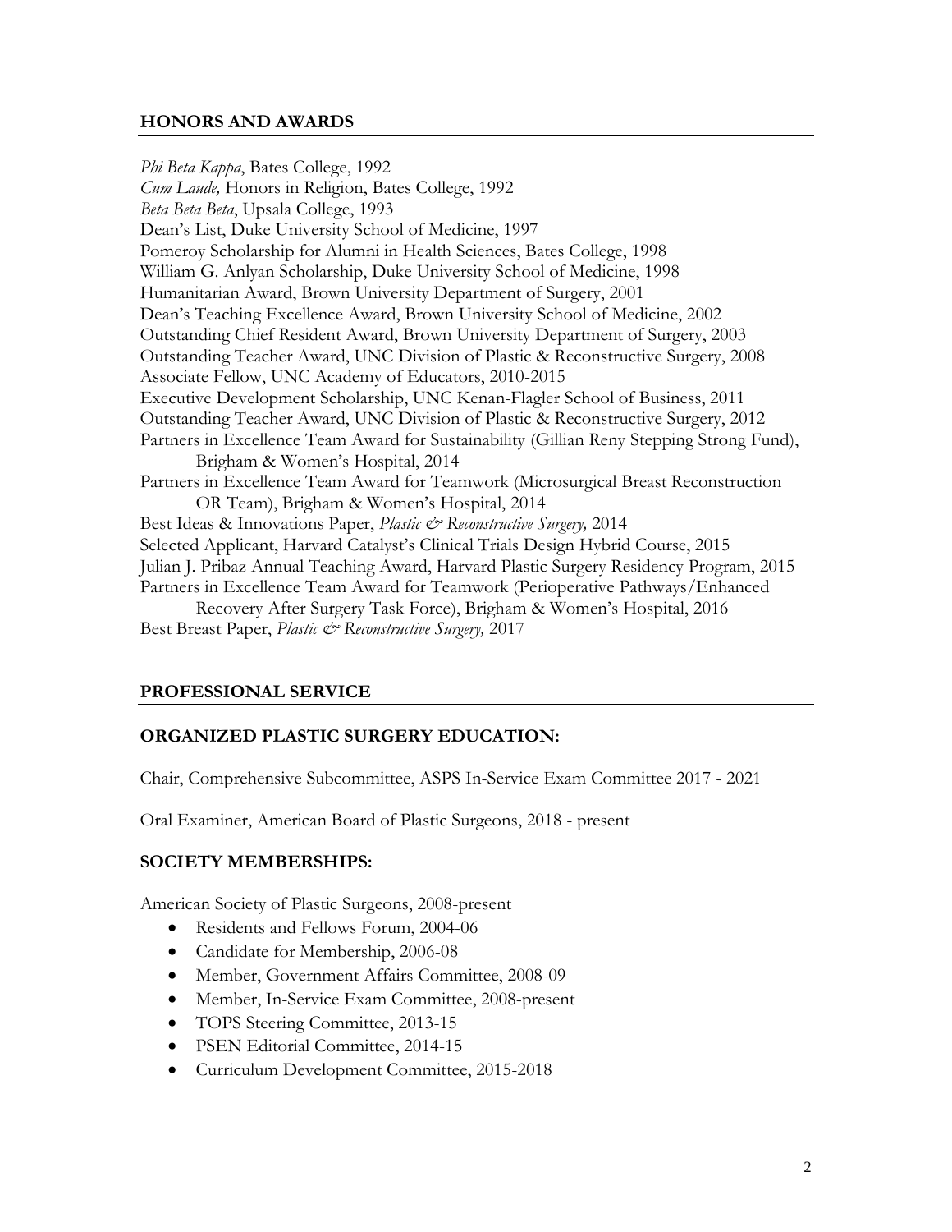## HONORS AND AWARDS

*Phi Beta Kappa*, Bates College, 1992
*Cum Laude,* Honors in Religion, Bates College, 1992
*Beta Beta Beta*, Upsala College, 1993
Dean's List, Duke University School of Medicine, 1997
Pomeroy Scholarship for Alumni in Health Sciences, Bates College, 1998
William G. Anlyan Scholarship, Duke University School of Medicine, 1998
Humanitarian Award, Brown University Department of Surgery, 2001
Dean's Teaching Excellence Award, Brown University School of Medicine, 2002
Outstanding Chief Resident Award, Brown University Department of Surgery, 2003
Outstanding Teacher Award, UNC Division of Plastic & Reconstructive Surgery, 2008
Associate Fellow, UNC Academy of Educators, 2010-2015
Executive Development Scholarship, UNC Kenan-Flagler School of Business, 2011
Outstanding Teacher Award, UNC Division of Plastic & Reconstructive Surgery, 2012
Partners in Excellence Team Award for Sustainability (Gillian Reny Stepping Strong Fund), Brigham & Women's Hospital, 2014
Partners in Excellence Team Award for Teamwork (Microsurgical Breast Reconstruction OR Team), Brigham & Women's Hospital, 2014
Best Ideas & Innovations Paper, *Plastic & Reconstructive Surgery,* 2014
Selected Applicant, Harvard Catalyst's Clinical Trials Design Hybrid Course, 2015
Julian J. Pribaz Annual Teaching Award, Harvard Plastic Surgery Residency Program, 2015
Partners in Excellence Team Award for Teamwork (Perioperative Pathways/Enhanced Recovery After Surgery Task Force), Brigham & Women's Hospital, 2016
Best Breast Paper, *Plastic & Reconstructive Surgery,* 2017

## PROFESSIONAL SERVICE

### ORGANIZED PLASTIC SURGERY EDUCATION:

Chair, Comprehensive Subcommittee, ASPS In-Service Exam Committee 2017 - 2021

Oral Examiner, American Board of Plastic Surgeons, 2018 - present

### SOCIETY MEMBERSHIPS:

American Society of Plastic Surgeons, 2008-present

- Residents and Fellows Forum, 2004-06
- Candidate for Membership, 2006-08
- Member, Government Affairs Committee, 2008-09
- Member, In-Service Exam Committee, 2008-present
- TOPS Steering Committee, 2013-15
- PSEN Editorial Committee, 2014-15
- Curriculum Development Committee, 2015-2018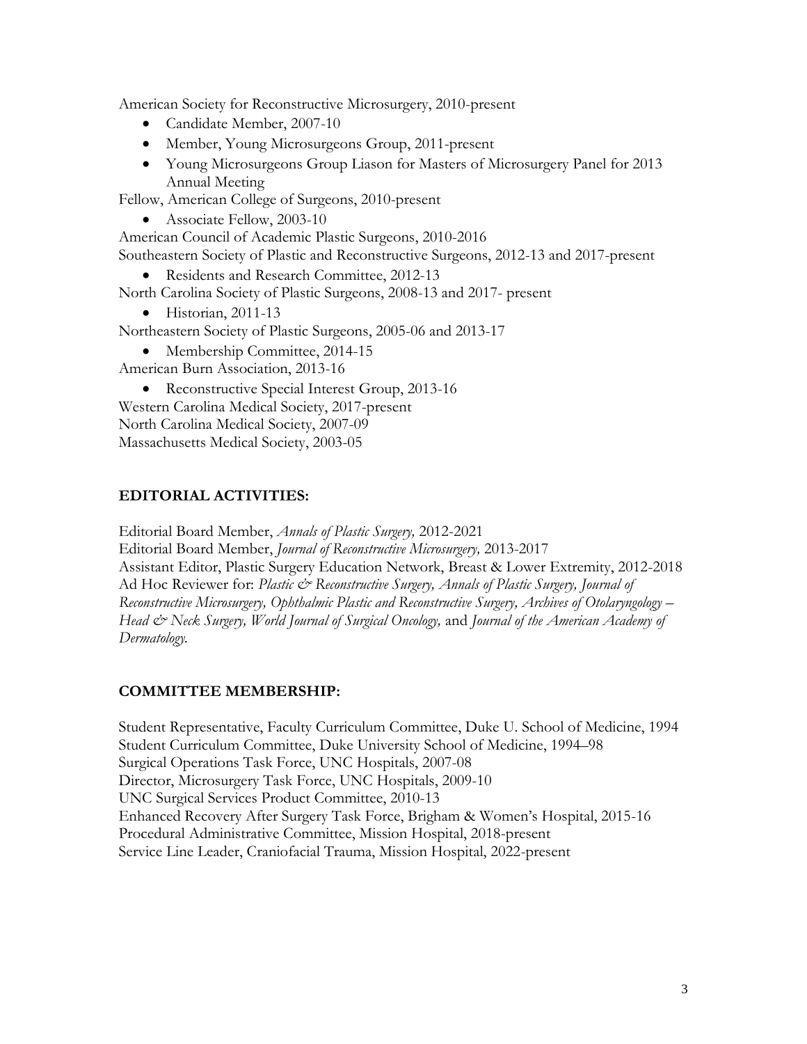American Society for Reconstructive Microsurgery, 2010-present

- Candidate Member, 2007-10
- Member, Young Microsurgeons Group, 2011-present
- Young Microsurgeons Group Liason for Masters of Microsurgery Panel for 2013 Annual Meeting

Fellow, American College of Surgeons, 2010-present

- Associate Fellow, 2003-10

American Council of Academic Plastic Surgeons, 2010-2016

Southeastern Society of Plastic and Reconstructive Surgeons, 2012-13 and 2017-present

- Residents and Research Committee, 2012-13

North Carolina Society of Plastic Surgeons, 2008-13 and 2017- present

- Historian, 2011-13

Northeastern Society of Plastic Surgeons, 2005-06 and 2013-17

- Membership Committee, 2014-15

American Burn Association, 2013-16

- Reconstructive Special Interest Group, 2013-16

Western Carolina Medical Society, 2017-present

North Carolina Medical Society, 2007-09

Massachusetts Medical Society, 2003-05

## EDITORIAL ACTIVITIES:

Editorial Board Member, *Annals of Plastic Surgery,* 2012-2021

Editorial Board Member, *Journal of Reconstructive Microsurgery,* 2013-2017

Assistant Editor, Plastic Surgery Education Network, Breast & Lower Extremity, 2012-2018

Ad Hoc Reviewer for: *Plastic & Reconstructive Surgery, Annals of Plastic Surgery, Journal of Reconstructive Microsurgery, Ophthalmic Plastic and Reconstructive Surgery, Archives of Otolaryngology – Head & Neck Surgery, World Journal of Surgical Oncology,* and *Journal of the American Academy of Dermatology.*

## COMMITTEE MEMBERSHIP:

Student Representative, Faculty Curriculum Committee, Duke U. School of Medicine, 1994

Student Curriculum Committee, Duke University School of Medicine, 1994–98

Surgical Operations Task Force, UNC Hospitals, 2007-08

Director, Microsurgery Task Force, UNC Hospitals, 2009-10

UNC Surgical Services Product Committee, 2010-13

Enhanced Recovery After Surgery Task Force, Brigham & Women's Hospital, 2015-16

Procedural Administrative Committee, Mission Hospital, 2018-present

Service Line Leader, Craniofacial Trauma, Mission Hospital, 2022-present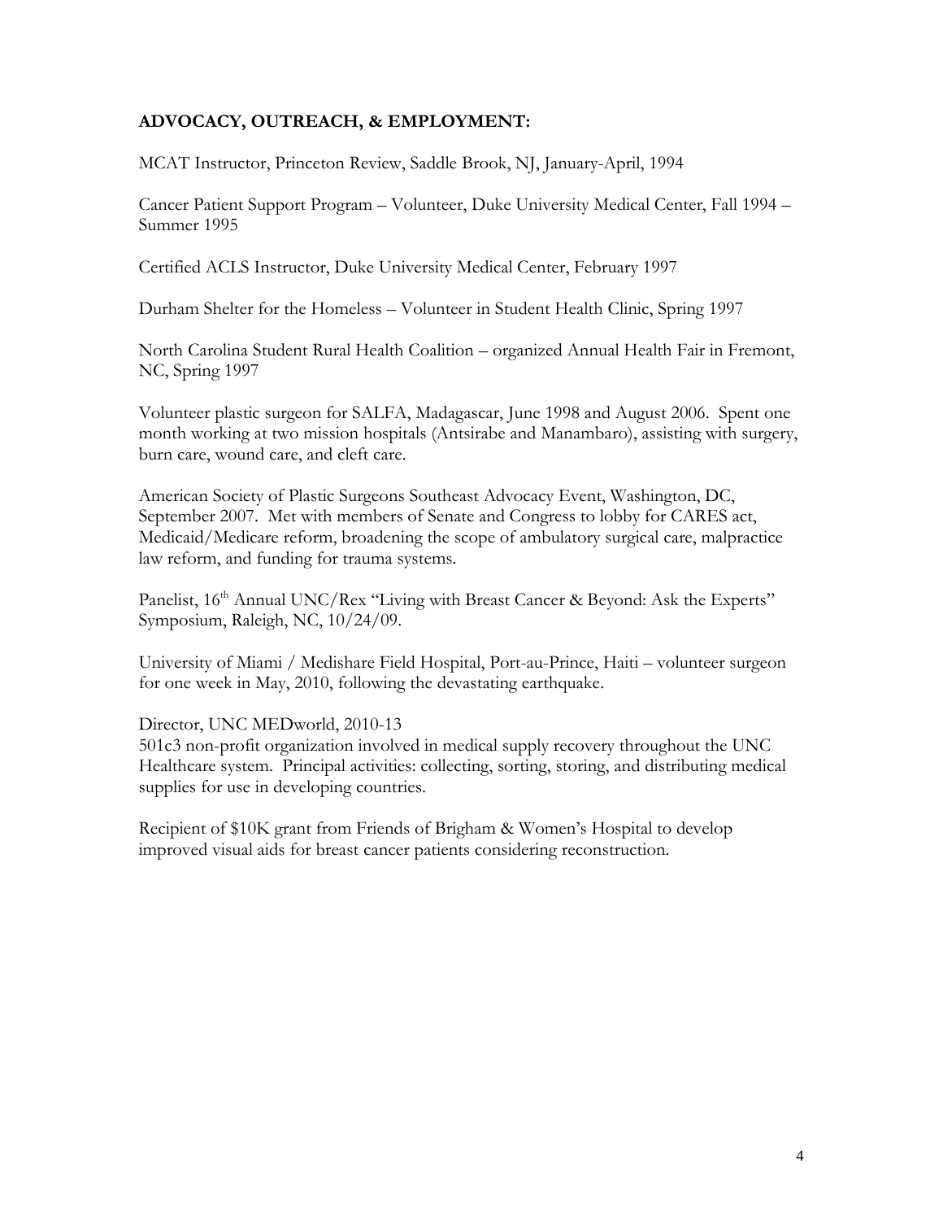**ADVOCACY, OUTREACH, & EMPLOYMENT:**

MCAT Instructor, Princeton Review, Saddle Brook, NJ, January-April, 1994

Cancer Patient Support Program – Volunteer, Duke University Medical Center, Fall 1994 – Summer 1995

Certified ACLS Instructor, Duke University Medical Center, February 1997

Durham Shelter for the Homeless – Volunteer in Student Health Clinic, Spring 1997

North Carolina Student Rural Health Coalition – organized Annual Health Fair in Fremont, NC, Spring 1997

Volunteer plastic surgeon for SALFA, Madagascar, June 1998 and August 2006. Spent one month working at two mission hospitals (Antsirabe and Manambaro), assisting with surgery, burn care, wound care, and cleft care.

American Society of Plastic Surgeons Southeast Advocacy Event, Washington, DC, September 2007. Met with members of Senate and Congress to lobby for CARES act, Medicaid/Medicare reform, broadening the scope of ambulatory surgical care, malpractice law reform, and funding for trauma systems.

Panelist, 16th Annual UNC/Rex "Living with Breast Cancer & Beyond: Ask the Experts" Symposium, Raleigh, NC, 10/24/09.

University of Miami / Medishare Field Hospital, Port-au-Prince, Haiti – volunteer surgeon for one week in May, 2010, following the devastating earthquake.

Director, UNC MEDworld, 2010-13
501c3 non-profit organization involved in medical supply recovery throughout the UNC Healthcare system. Principal activities: collecting, sorting, storing, and distributing medical supplies for use in developing countries.

Recipient of $10K grant from Friends of Brigham & Women's Hospital to develop improved visual aids for breast cancer patients considering reconstruction.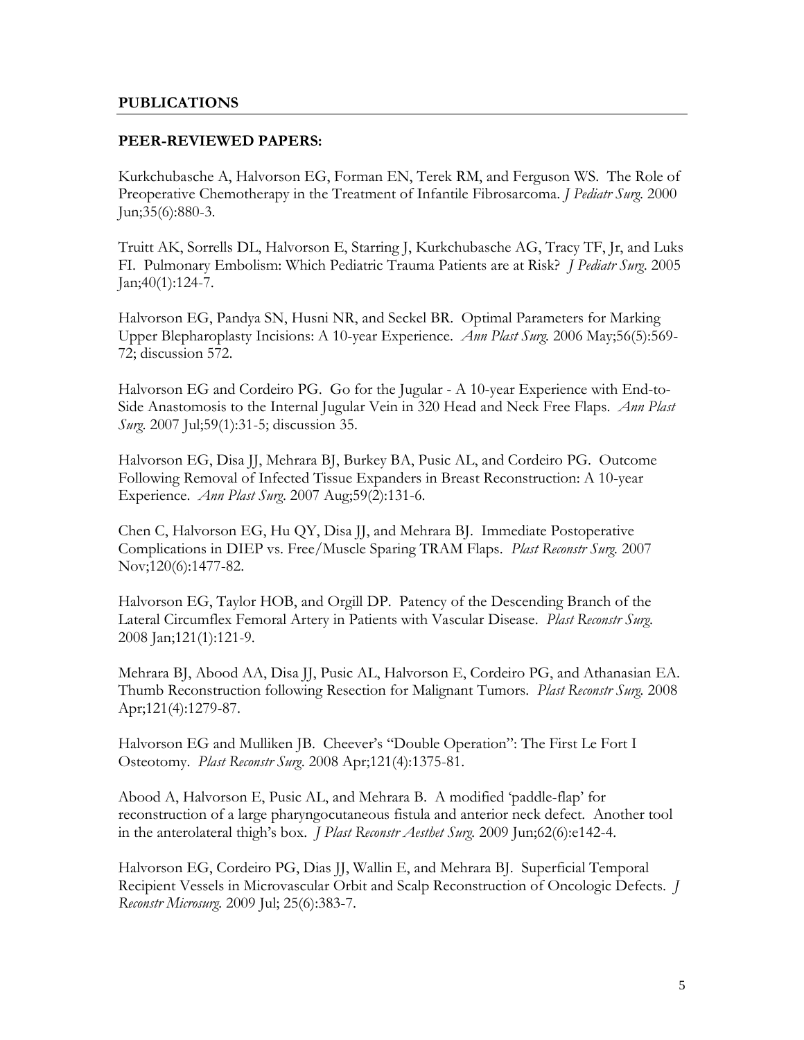## PUBLICATIONS

### PEER-REVIEWED PAPERS:

Kurkchubasche A, Halvorson EG, Forman EN, Terek RM, and Ferguson WS. The Role of Preoperative Chemotherapy in the Treatment of Infantile Fibrosarcoma. *J Pediatr Surg.* 2000 Jun;35(6):880-3.

Truitt AK, Sorrells DL, Halvorson E, Starring J, Kurkchubasche AG, Tracy TF, Jr, and Luks FI. Pulmonary Embolism: Which Pediatric Trauma Patients are at Risk? *J Pediatr Surg.* 2005 Jan;40(1):124-7.

Halvorson EG, Pandya SN, Husni NR, and Seckel BR. Optimal Parameters for Marking Upper Blepharoplasty Incisions: A 10-year Experience. *Ann Plast Surg.* 2006 May;56(5):569-72; discussion 572.

Halvorson EG and Cordeiro PG. Go for the Jugular - A 10-year Experience with End-to-Side Anastomosis to the Internal Jugular Vein in 320 Head and Neck Free Flaps. *Ann Plast Surg.* 2007 Jul;59(1):31-5; discussion 35.

Halvorson EG, Disa JJ, Mehrara BJ, Burkey BA, Pusic AL, and Cordeiro PG. Outcome Following Removal of Infected Tissue Expanders in Breast Reconstruction: A 10-year Experience. *Ann Plast Surg.* 2007 Aug;59(2):131-6.

Chen C, Halvorson EG, Hu QY, Disa JJ, and Mehrara BJ. Immediate Postoperative Complications in DIEP vs. Free/Muscle Sparing TRAM Flaps. *Plast Reconstr Surg.* 2007 Nov;120(6):1477-82.

Halvorson EG, Taylor HOB, and Orgill DP. Patency of the Descending Branch of the Lateral Circumflex Femoral Artery in Patients with Vascular Disease. *Plast Reconstr Surg.* 2008 Jan;121(1):121-9.

Mehrara BJ, Abood AA, Disa JJ, Pusic AL, Halvorson E, Cordeiro PG, and Athanasian EA. Thumb Reconstruction following Resection for Malignant Tumors. *Plast Reconstr Surg.* 2008 Apr;121(4):1279-87.

Halvorson EG and Mulliken JB. Cheever's "Double Operation": The First Le Fort I Osteotomy. *Plast Reconstr Surg.* 2008 Apr;121(4):1375-81.

Abood A, Halvorson E, Pusic AL, and Mehrara B. A modified 'paddle-flap' for reconstruction of a large pharyngocutaneous fistula and anterior neck defect. Another tool in the anterolateral thigh's box. *J Plast Reconstr Aesthet Surg.* 2009 Jun;62(6):e142-4.

Halvorson EG, Cordeiro PG, Dias JJ, Wallin E, and Mehrara BJ. Superficial Temporal Recipient Vessels in Microvascular Orbit and Scalp Reconstruction of Oncologic Defects. *J Reconstr Microsurg.* 2009 Jul; 25(6):383-7.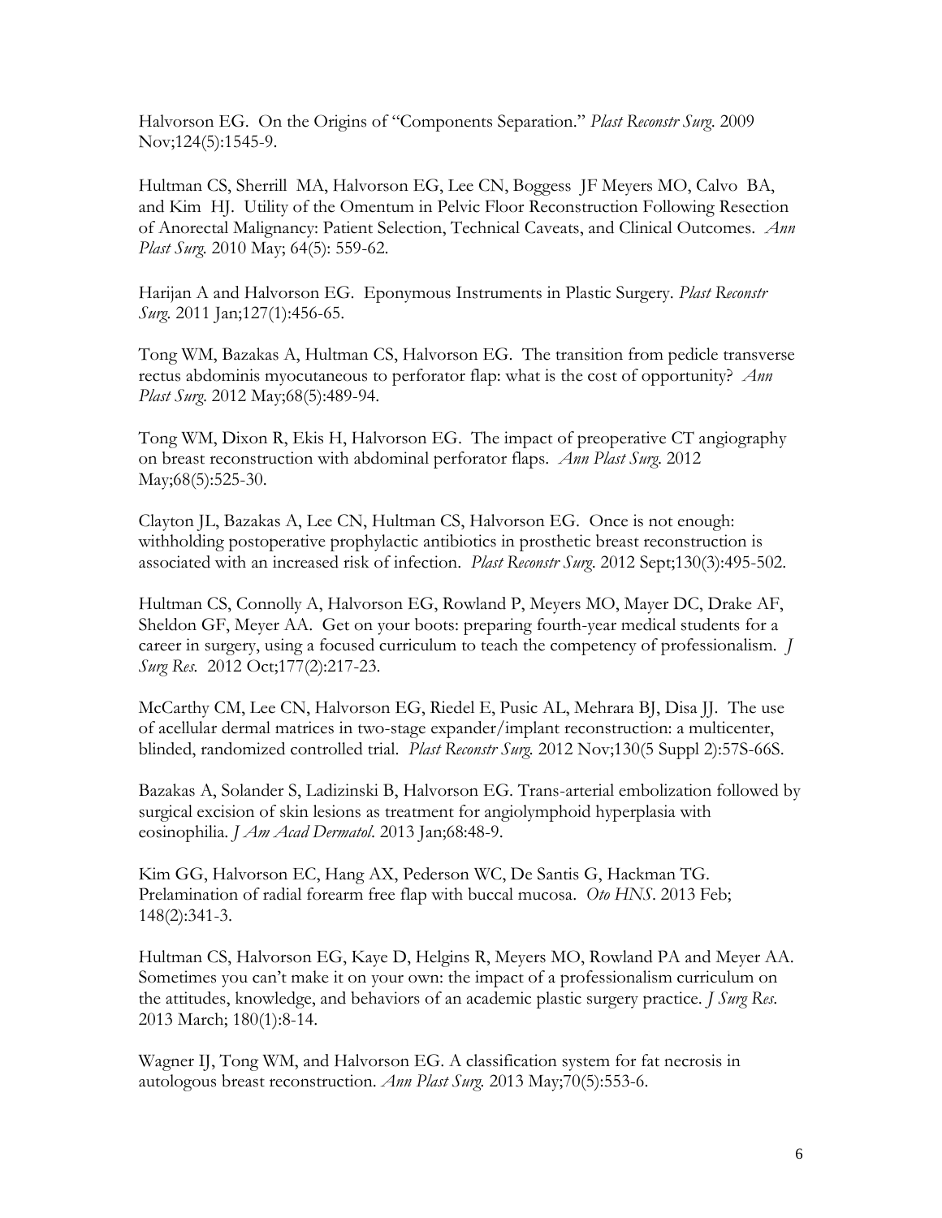Halvorson EG. On the Origins of "Components Separation." *Plast Reconstr Surg*. 2009 Nov;124(5):1545-9.

Hultman CS, Sherrill MA, Halvorson EG, Lee CN, Boggess JF Meyers MO, Calvo BA, and Kim HJ. Utility of the Omentum in Pelvic Floor Reconstruction Following Resection of Anorectal Malignancy: Patient Selection, Technical Caveats, and Clinical Outcomes. *Ann Plast Surg.* 2010 May; 64(5): 559-62.

Harijan A and Halvorson EG. Eponymous Instruments in Plastic Surgery. *Plast Reconstr Surg*. 2011 Jan;127(1):456-65.

Tong WM, Bazakas A, Hultman CS, Halvorson EG. The transition from pedicle transverse rectus abdominis myocutaneous to perforator flap: what is the cost of opportunity? *Ann Plast Surg*. 2012 May;68(5):489-94.

Tong WM, Dixon R, Ekis H, Halvorson EG. The impact of preoperative CT angiography on breast reconstruction with abdominal perforator flaps. *Ann Plast Surg*. 2012 May;68(5):525-30.

Clayton JL, Bazakas A, Lee CN, Hultman CS, Halvorson EG. Once is not enough: withholding postoperative prophylactic antibiotics in prosthetic breast reconstruction is associated with an increased risk of infection. *Plast Reconstr Surg*. 2012 Sept;130(3):495-502.

Hultman CS, Connolly A, Halvorson EG, Rowland P, Meyers MO, Mayer DC, Drake AF, Sheldon GF, Meyer AA. Get on your boots: preparing fourth-year medical students for a career in surgery, using a focused curriculum to teach the competency of professionalism. *J Surg Res*. 2012 Oct;177(2):217-23.

McCarthy CM, Lee CN, Halvorson EG, Riedel E, Pusic AL, Mehrara BJ, Disa JJ. The use of acellular dermal matrices in two-stage expander/implant reconstruction: a multicenter, blinded, randomized controlled trial. *Plast Reconstr Surg.* 2012 Nov;130(5 Suppl 2):57S-66S.

Bazakas A, Solander S, Ladizinski B, Halvorson EG. Trans-arterial embolization followed by surgical excision of skin lesions as treatment for angiolymphoid hyperplasia with eosinophilia. *J Am Acad Dermatol*. 2013 Jan;68:48-9.

Kim GG, Halvorson EC, Hang AX, Pederson WC, De Santis G, Hackman TG. Prelamination of radial forearm free flap with buccal mucosa. *Oto HNS*. 2013 Feb; 148(2):341-3.

Hultman CS, Halvorson EG, Kaye D, Helgins R, Meyers MO, Rowland PA and Meyer AA. Sometimes you can't make it on your own: the impact of a professionalism curriculum on the attitudes, knowledge, and behaviors of an academic plastic surgery practice. *J Surg Res*. 2013 March; 180(1):8-14.

Wagner IJ, Tong WM, and Halvorson EG. A classification system for fat necrosis in autologous breast reconstruction. *Ann Plast Surg.* 2013 May;70(5):553-6.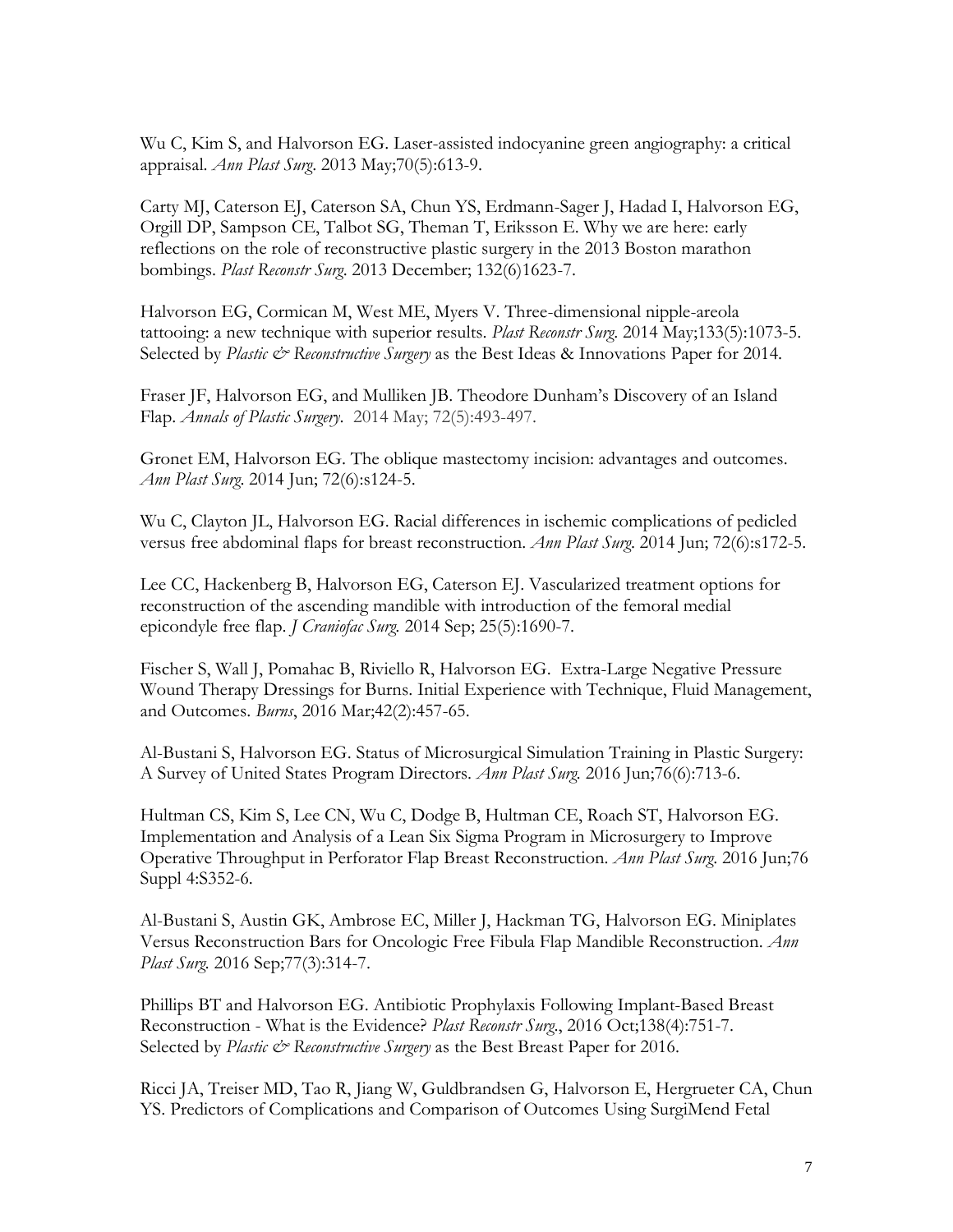Wu C, Kim S, and Halvorson EG. Laser-assisted indocyanine green angiography: a critical appraisal. *Ann Plast Surg.* 2013 May;70(5):613-9.

Carty MJ, Caterson EJ, Caterson SA, Chun YS, Erdmann-Sager J, Hadad I, Halvorson EG, Orgill DP, Sampson CE, Talbot SG, Theman T, Eriksson E. Why we are here: early reflections on the role of reconstructive plastic surgery in the 2013 Boston marathon bombings. *Plast Reconstr Surg.* 2013 December; 132(6)1623-7.

Halvorson EG, Cormican M, West ME, Myers V. Three-dimensional nipple-areola tattooing: a new technique with superior results. *Plast Reconstr Surg.* 2014 May;133(5):1073-5. Selected by *Plastic & Reconstructive Surgery* as the Best Ideas & Innovations Paper for 2014.

Fraser JF, Halvorson EG, and Mulliken JB. Theodore Dunham's Discovery of an Island Flap. *Annals of Plastic Surgery.* 2014 May; 72(5):493-497.

Gronet EM, Halvorson EG. The oblique mastectomy incision: advantages and outcomes. *Ann Plast Surg.* 2014 Jun; 72(6):s124-5.

Wu C, Clayton JL, Halvorson EG. Racial differences in ischemic complications of pedicled versus free abdominal flaps for breast reconstruction. *Ann Plast Surg.* 2014 Jun; 72(6):s172-5.

Lee CC, Hackenberg B, Halvorson EG, Caterson EJ. Vascularized treatment options for reconstruction of the ascending mandible with introduction of the femoral medial epicondyle free flap. *J Craniofac Surg.* 2014 Sep; 25(5):1690-7.

Fischer S, Wall J, Pomahac B, Riviello R, Halvorson EG. Extra-Large Negative Pressure Wound Therapy Dressings for Burns. Initial Experience with Technique, Fluid Management, and Outcomes. *Burns*, 2016 Mar;42(2):457-65.

Al-Bustani S, Halvorson EG. Status of Microsurgical Simulation Training in Plastic Surgery: A Survey of United States Program Directors. *Ann Plast Surg.* 2016 Jun;76(6):713-6.

Hultman CS, Kim S, Lee CN, Wu C, Dodge B, Hultman CE, Roach ST, Halvorson EG. Implementation and Analysis of a Lean Six Sigma Program in Microsurgery to Improve Operative Throughput in Perforator Flap Breast Reconstruction. *Ann Plast Surg.* 2016 Jun;76 Suppl 4:S352-6.

Al-Bustani S, Austin GK, Ambrose EC, Miller J, Hackman TG, Halvorson EG. Miniplates Versus Reconstruction Bars for Oncologic Free Fibula Flap Mandible Reconstruction. *Ann Plast Surg.* 2016 Sep;77(3):314-7.

Phillips BT and Halvorson EG. Antibiotic Prophylaxis Following Implant-Based Breast Reconstruction - What is the Evidence? *Plast Reconstr Surg.*, 2016 Oct;138(4):751-7. Selected by *Plastic & Reconstructive Surgery* as the Best Breast Paper for 2016.

Ricci JA, Treiser MD, Tao R, Jiang W, Guldbrandsen G, Halvorson E, Hergrueter CA, Chun YS. Predictors of Complications and Comparison of Outcomes Using SurgiMend Fetal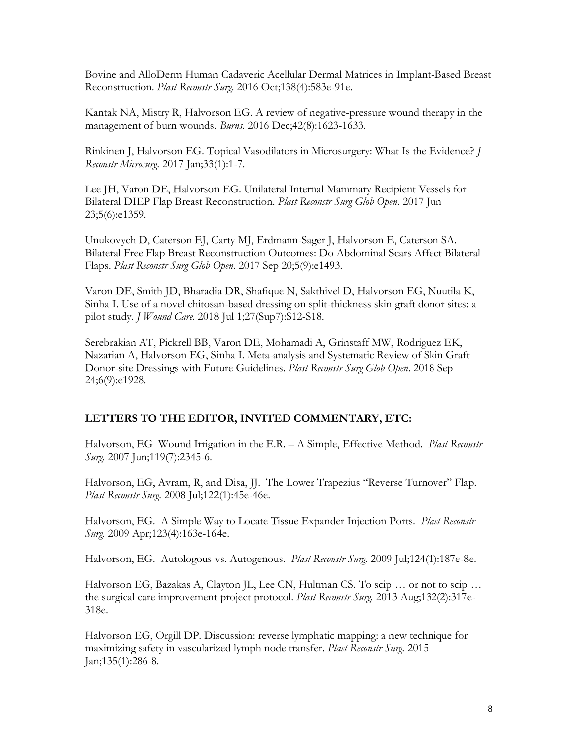Bovine and AlloDerm Human Cadaveric Acellular Dermal Matrices in Implant-Based Breast Reconstruction. *Plast Reconstr Surg.* 2016 Oct;138(4):583e-91e.

Kantak NA, Mistry R, Halvorson EG. A review of negative-pressure wound therapy in the management of burn wounds. *Burns.* 2016 Dec;42(8):1623-1633.

Rinkinen J, Halvorson EG. Topical Vasodilators in Microsurgery: What Is the Evidence? *J Reconstr Microsurg.* 2017 Jan;33(1):1-7.

Lee JH, Varon DE, Halvorson EG. Unilateral Internal Mammary Recipient Vessels for Bilateral DIEP Flap Breast Reconstruction. *Plast Reconstr Surg Glob Open.* 2017 Jun 23;5(6):e1359.

Unukovych D, Caterson EJ, Carty MJ, Erdmann-Sager J, Halvorson E, Caterson SA. Bilateral Free Flap Breast Reconstruction Outcomes: Do Abdominal Scars Affect Bilateral Flaps. *Plast Reconstr Surg Glob Open*. 2017 Sep 20;5(9):e1493.

Varon DE, Smith JD, Bharadia DR, Shafique N, Sakthivel D, Halvorson EG, Nuutila K, Sinha I. Use of a novel chitosan-based dressing on split-thickness skin graft donor sites: a pilot study. *J Wound Care.* 2018 Jul 1;27(Sup7):S12-S18.

Serebrakian AT, Pickrell BB, Varon DE, Mohamadi A, Grinstaff MW, Rodriguez EK, Nazarian A, Halvorson EG, Sinha I. Meta-analysis and Systematic Review of Skin Graft Donor-site Dressings with Future Guidelines. *Plast Reconstr Surg Glob Open*. 2018 Sep 24;6(9):e1928.

## LETTERS TO THE EDITOR, INVITED COMMENTARY, ETC:

Halvorson, EG Wound Irrigation in the E.R. – A Simple, Effective Method. *Plast Reconstr Surg.* 2007 Jun;119(7):2345-6.

Halvorson, EG, Avram, R, and Disa, JJ. The Lower Trapezius "Reverse Turnover" Flap. *Plast Reconstr Surg.* 2008 Jul;122(1):45e-46e.

Halvorson, EG. A Simple Way to Locate Tissue Expander Injection Ports. *Plast Reconstr Surg.* 2009 Apr;123(4):163e-164e.

Halvorson, EG. Autologous vs. Autogenous. *Plast Reconstr Surg.* 2009 Jul;124(1):187e-8e.

Halvorson EG, Bazakas A, Clayton JL, Lee CN, Hultman CS. To scip … or not to scip … the surgical care improvement project protocol. *Plast Reconstr Surg.* 2013 Aug;132(2):317e-318e.

Halvorson EG, Orgill DP. Discussion: reverse lymphatic mapping: a new technique for maximizing safety in vascularized lymph node transfer. *Plast Reconstr Surg.* 2015 Jan;135(1):286-8.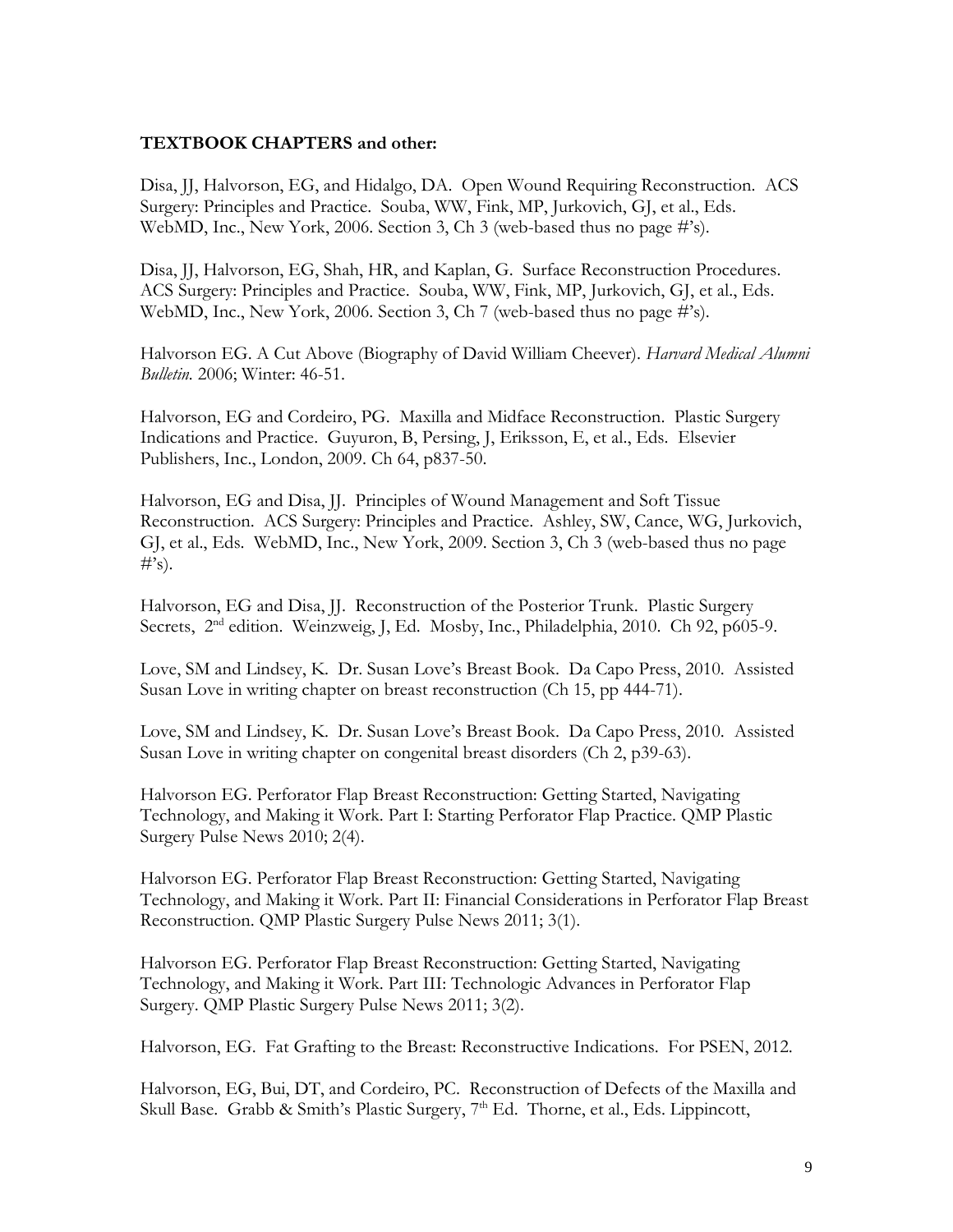**TEXTBOOK CHAPTERS and other:**

Disa, JJ, Halvorson, EG, and Hidalgo, DA. Open Wound Requiring Reconstruction. ACS Surgery: Principles and Practice. Souba, WW, Fink, MP, Jurkovich, GJ, et al., Eds. WebMD, Inc., New York, 2006. Section 3, Ch 3 (web-based thus no page #'s).

Disa, JJ, Halvorson, EG, Shah, HR, and Kaplan, G. Surface Reconstruction Procedures. ACS Surgery: Principles and Practice. Souba, WW, Fink, MP, Jurkovich, GJ, et al., Eds. WebMD, Inc., New York, 2006. Section 3, Ch 7 (web-based thus no page #'s).

Halvorson EG. A Cut Above (Biography of David William Cheever). *Harvard Medical Alumni Bulletin.* 2006; Winter: 46-51.

Halvorson, EG and Cordeiro, PG. Maxilla and Midface Reconstruction. Plastic Surgery Indications and Practice. Guyuron, B, Persing, J, Eriksson, E, et al., Eds. Elsevier Publishers, Inc., London, 2009. Ch 64, p837-50.

Halvorson, EG and Disa, JJ. Principles of Wound Management and Soft Tissue Reconstruction. ACS Surgery: Principles and Practice. Ashley, SW, Cance, WG, Jurkovich, GJ, et al., Eds. WebMD, Inc., New York, 2009. Section 3, Ch 3 (web-based thus no page #'s).

Halvorson, EG and Disa, JJ. Reconstruction of the Posterior Trunk. Plastic Surgery Secrets, 2nd edition. Weinzweig, J, Ed. Mosby, Inc., Philadelphia, 2010. Ch 92, p605-9.

Love, SM and Lindsey, K. Dr. Susan Love's Breast Book. Da Capo Press, 2010. Assisted Susan Love in writing chapter on breast reconstruction (Ch 15, pp 444-71).

Love, SM and Lindsey, K. Dr. Susan Love's Breast Book. Da Capo Press, 2010. Assisted Susan Love in writing chapter on congenital breast disorders (Ch 2, p39-63).

Halvorson EG. Perforator Flap Breast Reconstruction: Getting Started, Navigating Technology, and Making it Work. Part I: Starting Perforator Flap Practice. QMP Plastic Surgery Pulse News 2010; 2(4).

Halvorson EG. Perforator Flap Breast Reconstruction: Getting Started, Navigating Technology, and Making it Work. Part II: Financial Considerations in Perforator Flap Breast Reconstruction. QMP Plastic Surgery Pulse News 2011; 3(1).

Halvorson EG. Perforator Flap Breast Reconstruction: Getting Started, Navigating Technology, and Making it Work. Part III: Technologic Advances in Perforator Flap Surgery. QMP Plastic Surgery Pulse News 2011; 3(2).

Halvorson, EG. Fat Grafting to the Breast: Reconstructive Indications. For PSEN, 2012.

Halvorson, EG, Bui, DT, and Cordeiro, PC. Reconstruction of Defects of the Maxilla and Skull Base. Grabb & Smith's Plastic Surgery, 7th Ed. Thorne, et al., Eds. Lippincott,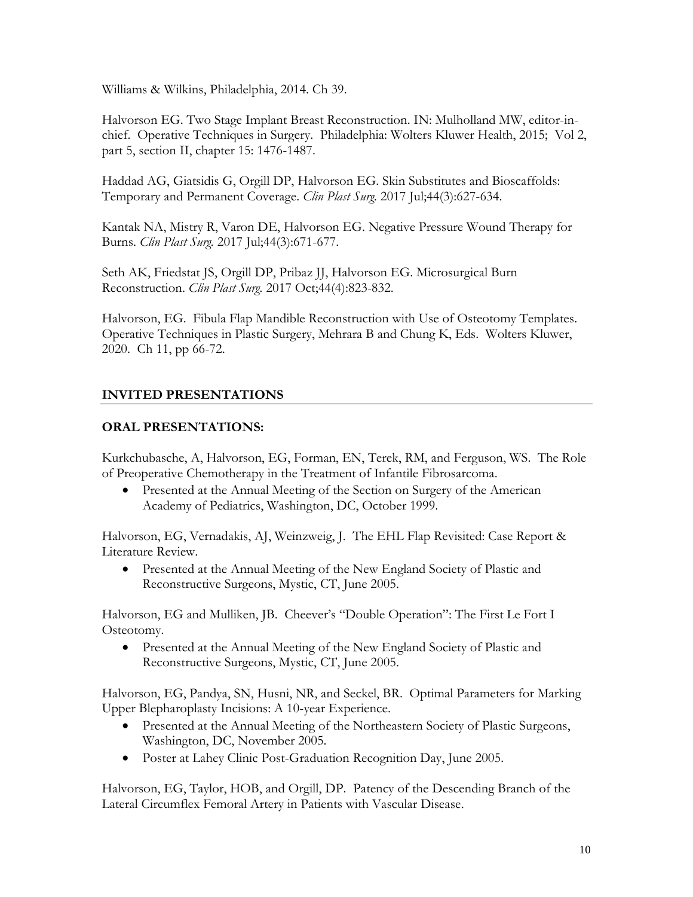Williams & Wilkins, Philadelphia, 2014. Ch 39.

Halvorson EG. Two Stage Implant Breast Reconstruction. IN: Mulholland MW, editor-in-chief. Operative Techniques in Surgery. Philadelphia: Wolters Kluwer Health, 2015; Vol 2, part 5, section II, chapter 15: 1476-1487.

Haddad AG, Giatsidis G, Orgill DP, Halvorson EG. Skin Substitutes and Bioscaffolds: Temporary and Permanent Coverage. *Clin Plast Surg.* 2017 Jul;44(3):627-634.

Kantak NA, Mistry R, Varon DE, Halvorson EG. Negative Pressure Wound Therapy for Burns. *Clin Plast Surg.* 2017 Jul;44(3):671-677.

Seth AK, Friedstat JS, Orgill DP, Pribaz JJ, Halvorson EG. Microsurgical Burn Reconstruction. *Clin Plast Surg.* 2017 Oct;44(4):823-832.

Halvorson, EG. Fibula Flap Mandible Reconstruction with Use of Osteotomy Templates. Operative Techniques in Plastic Surgery, Mehrara B and Chung K, Eds. Wolters Kluwer, 2020. Ch 11, pp 66-72.

## INVITED PRESENTATIONS

### ORAL PRESENTATIONS:

Kurkchubasche, A, Halvorson, EG, Forman, EN, Terek, RM, and Ferguson, WS. The Role of Preoperative Chemotherapy in the Treatment of Infantile Fibrosarcoma.

- Presented at the Annual Meeting of the Section on Surgery of the American Academy of Pediatrics, Washington, DC, October 1999.

Halvorson, EG, Vernadakis, AJ, Weinzweig, J. The EHL Flap Revisited: Case Report & Literature Review.

- Presented at the Annual Meeting of the New England Society of Plastic and Reconstructive Surgeons, Mystic, CT, June 2005.

Halvorson, EG and Mulliken, JB. Cheever's "Double Operation": The First Le Fort I Osteotomy.

- Presented at the Annual Meeting of the New England Society of Plastic and Reconstructive Surgeons, Mystic, CT, June 2005.

Halvorson, EG, Pandya, SN, Husni, NR, and Seckel, BR. Optimal Parameters for Marking Upper Blepharoplasty Incisions: A 10-year Experience.

- Presented at the Annual Meeting of the Northeastern Society of Plastic Surgeons, Washington, DC, November 2005.
- Poster at Lahey Clinic Post-Graduation Recognition Day, June 2005.

Halvorson, EG, Taylor, HOB, and Orgill, DP. Patency of the Descending Branch of the Lateral Circumflex Femoral Artery in Patients with Vascular Disease.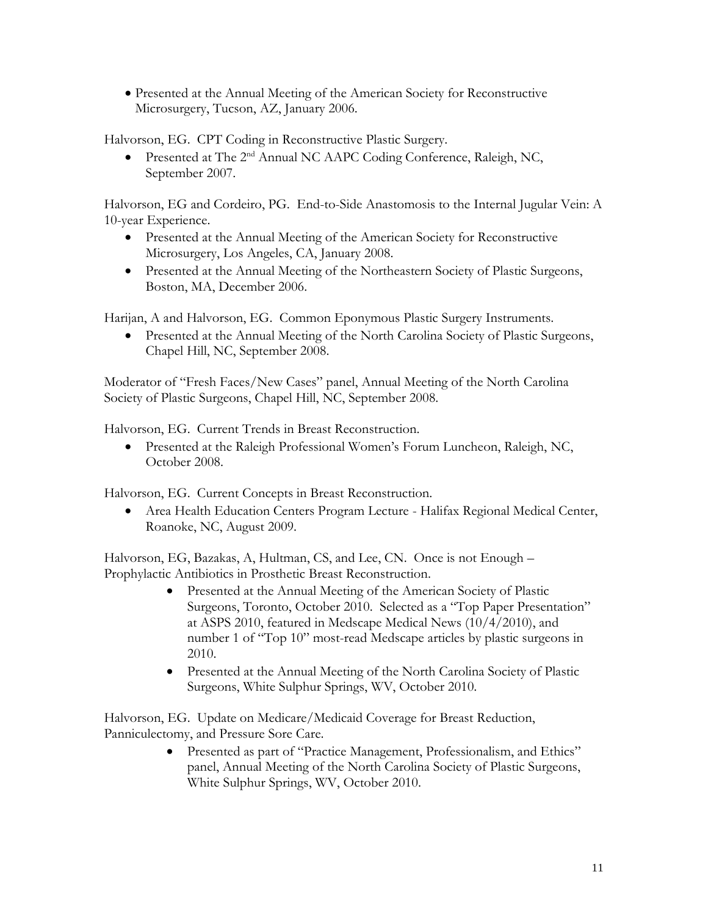- Presented at the Annual Meeting of the American Society for Reconstructive Microsurgery, Tucson, AZ, January 2006.

Halvorson, EG. CPT Coding in Reconstructive Plastic Surgery.

- Presented at The 2nd Annual NC AAPC Coding Conference, Raleigh, NC, September 2007.

Halvorson, EG and Cordeiro, PG. End-to-Side Anastomosis to the Internal Jugular Vein: A 10-year Experience.

- Presented at the Annual Meeting of the American Society for Reconstructive Microsurgery, Los Angeles, CA, January 2008.
- Presented at the Annual Meeting of the Northeastern Society of Plastic Surgeons, Boston, MA, December 2006.

Harijan, A and Halvorson, EG. Common Eponymous Plastic Surgery Instruments.

- Presented at the Annual Meeting of the North Carolina Society of Plastic Surgeons, Chapel Hill, NC, September 2008.

Moderator of "Fresh Faces/New Cases" panel, Annual Meeting of the North Carolina Society of Plastic Surgeons, Chapel Hill, NC, September 2008.

Halvorson, EG. Current Trends in Breast Reconstruction.

- Presented at the Raleigh Professional Women's Forum Luncheon, Raleigh, NC, October 2008.

Halvorson, EG. Current Concepts in Breast Reconstruction.

- Area Health Education Centers Program Lecture - Halifax Regional Medical Center, Roanoke, NC, August 2009.

Halvorson, EG, Bazakas, A, Hultman, CS, and Lee, CN. Once is not Enough – Prophylactic Antibiotics in Prosthetic Breast Reconstruction.

- Presented at the Annual Meeting of the American Society of Plastic Surgeons, Toronto, October 2010. Selected as a "Top Paper Presentation" at ASPS 2010, featured in Medscape Medical News (10/4/2010), and number 1 of "Top 10" most-read Medscape articles by plastic surgeons in 2010.
- Presented at the Annual Meeting of the North Carolina Society of Plastic Surgeons, White Sulphur Springs, WV, October 2010.

Halvorson, EG. Update on Medicare/Medicaid Coverage for Breast Reduction, Panniculectomy, and Pressure Sore Care.

- Presented as part of "Practice Management, Professionalism, and Ethics" panel, Annual Meeting of the North Carolina Society of Plastic Surgeons, White Sulphur Springs, WV, October 2010.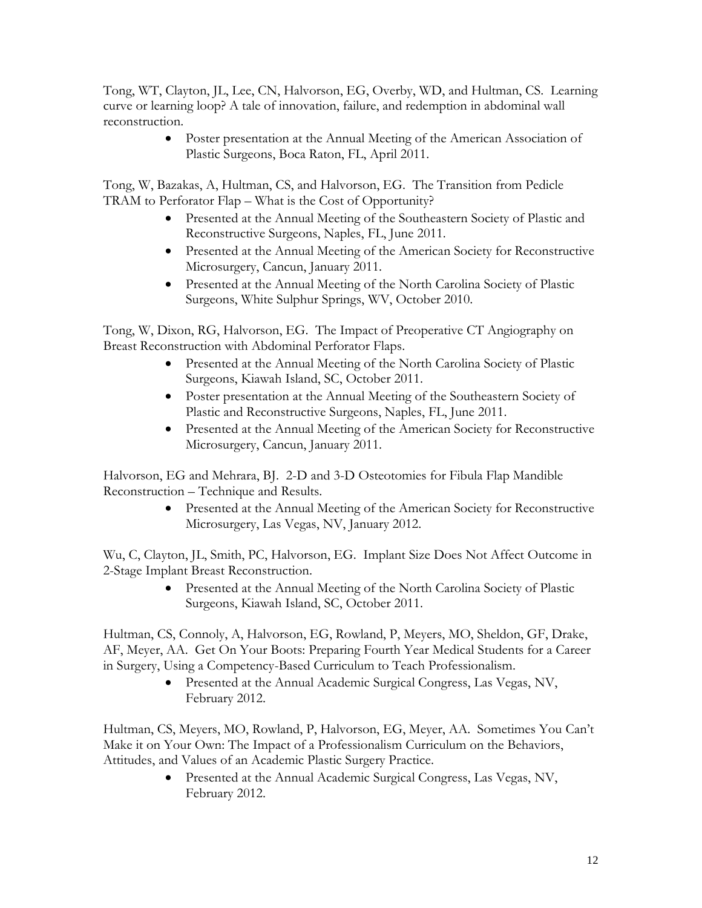Tong, WT, Clayton, JL, Lee, CN, Halvorson, EG, Overby, WD, and Hultman, CS. Learning curve or learning loop? A tale of innovation, failure, and redemption in abdominal wall reconstruction.

- Poster presentation at the Annual Meeting of the American Association of Plastic Surgeons, Boca Raton, FL, April 2011.

Tong, W, Bazakas, A, Hultman, CS, and Halvorson, EG. The Transition from Pedicle TRAM to Perforator Flap – What is the Cost of Opportunity?

- Presented at the Annual Meeting of the Southeastern Society of Plastic and Reconstructive Surgeons, Naples, FL, June 2011.
- Presented at the Annual Meeting of the American Society for Reconstructive Microsurgery, Cancun, January 2011.
- Presented at the Annual Meeting of the North Carolina Society of Plastic Surgeons, White Sulphur Springs, WV, October 2010.

Tong, W, Dixon, RG, Halvorson, EG. The Impact of Preoperative CT Angiography on Breast Reconstruction with Abdominal Perforator Flaps.

- Presented at the Annual Meeting of the North Carolina Society of Plastic Surgeons, Kiawah Island, SC, October 2011.
- Poster presentation at the Annual Meeting of the Southeastern Society of Plastic and Reconstructive Surgeons, Naples, FL, June 2011.
- Presented at the Annual Meeting of the American Society for Reconstructive Microsurgery, Cancun, January 2011.

Halvorson, EG and Mehrara, BJ. 2-D and 3-D Osteotomies for Fibula Flap Mandible Reconstruction – Technique and Results.

- Presented at the Annual Meeting of the American Society for Reconstructive Microsurgery, Las Vegas, NV, January 2012.

Wu, C, Clayton, JL, Smith, PC, Halvorson, EG. Implant Size Does Not Affect Outcome in 2-Stage Implant Breast Reconstruction.

- Presented at the Annual Meeting of the North Carolina Society of Plastic Surgeons, Kiawah Island, SC, October 2011.

Hultman, CS, Connoly, A, Halvorson, EG, Rowland, P, Meyers, MO, Sheldon, GF, Drake, AF, Meyer, AA. Get On Your Boots: Preparing Fourth Year Medical Students for a Career in Surgery, Using a Competency-Based Curriculum to Teach Professionalism.

- Presented at the Annual Academic Surgical Congress, Las Vegas, NV, February 2012.

Hultman, CS, Meyers, MO, Rowland, P, Halvorson, EG, Meyer, AA. Sometimes You Can't Make it on Your Own: The Impact of a Professionalism Curriculum on the Behaviors, Attitudes, and Values of an Academic Plastic Surgery Practice.

- Presented at the Annual Academic Surgical Congress, Las Vegas, NV, February 2012.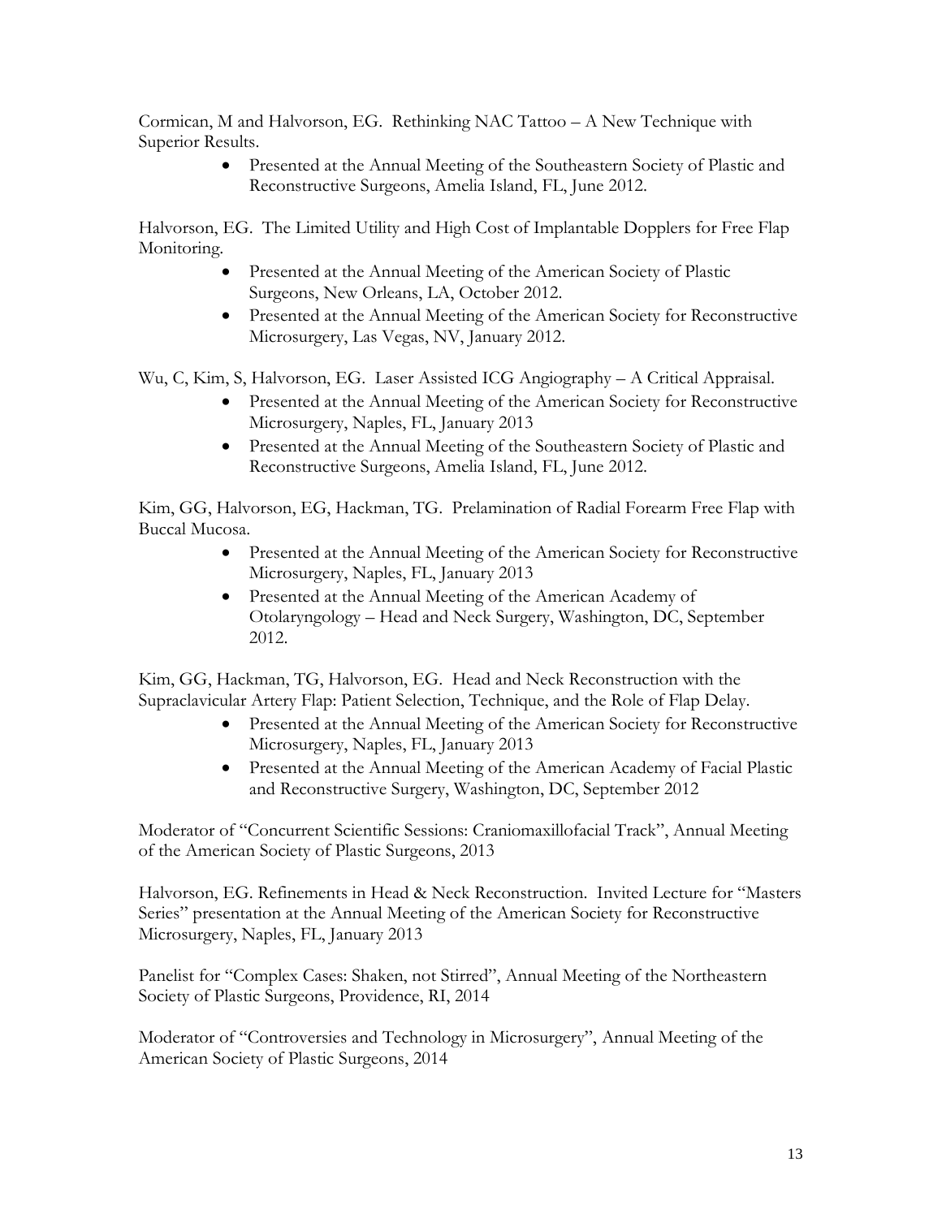Cormican, M and Halvorson, EG. Rethinking NAC Tattoo – A New Technique with Superior Results.

- Presented at the Annual Meeting of the Southeastern Society of Plastic and Reconstructive Surgeons, Amelia Island, FL, June 2012.

Halvorson, EG. The Limited Utility and High Cost of Implantable Dopplers for Free Flap Monitoring.

- Presented at the Annual Meeting of the American Society of Plastic Surgeons, New Orleans, LA, October 2012.
- Presented at the Annual Meeting of the American Society for Reconstructive Microsurgery, Las Vegas, NV, January 2012.

Wu, C, Kim, S, Halvorson, EG. Laser Assisted ICG Angiography – A Critical Appraisal.

- Presented at the Annual Meeting of the American Society for Reconstructive Microsurgery, Naples, FL, January 2013
- Presented at the Annual Meeting of the Southeastern Society of Plastic and Reconstructive Surgeons, Amelia Island, FL, June 2012.

Kim, GG, Halvorson, EG, Hackman, TG. Prelamination of Radial Forearm Free Flap with Buccal Mucosa.

- Presented at the Annual Meeting of the American Society for Reconstructive Microsurgery, Naples, FL, January 2013
- Presented at the Annual Meeting of the American Academy of Otolaryngology – Head and Neck Surgery, Washington, DC, September 2012.

Kim, GG, Hackman, TG, Halvorson, EG. Head and Neck Reconstruction with the Supraclavicular Artery Flap: Patient Selection, Technique, and the Role of Flap Delay.

- Presented at the Annual Meeting of the American Society for Reconstructive Microsurgery, Naples, FL, January 2013
- Presented at the Annual Meeting of the American Academy of Facial Plastic and Reconstructive Surgery, Washington, DC, September 2012

Moderator of "Concurrent Scientific Sessions: Craniomaxillofacial Track", Annual Meeting of the American Society of Plastic Surgeons, 2013

Halvorson, EG. Refinements in Head & Neck Reconstruction. Invited Lecture for "Masters Series" presentation at the Annual Meeting of the American Society for Reconstructive Microsurgery, Naples, FL, January 2013

Panelist for "Complex Cases: Shaken, not Stirred", Annual Meeting of the Northeastern Society of Plastic Surgeons, Providence, RI, 2014

Moderator of "Controversies and Technology in Microsurgery", Annual Meeting of the American Society of Plastic Surgeons, 2014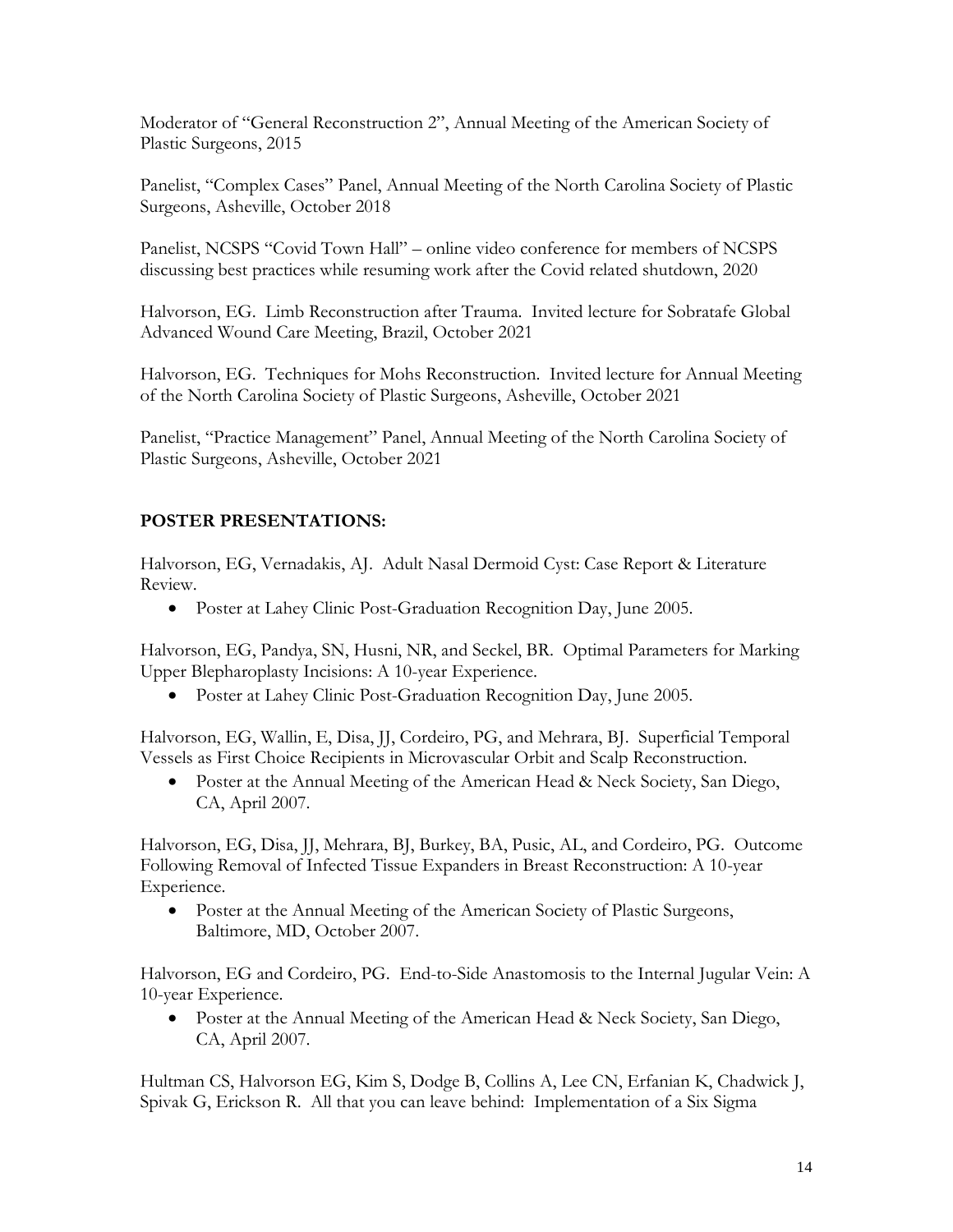Moderator of "General Reconstruction 2", Annual Meeting of the American Society of Plastic Surgeons, 2015

Panelist, "Complex Cases" Panel, Annual Meeting of the North Carolina Society of Plastic Surgeons, Asheville, October 2018

Panelist, NCSPS "Covid Town Hall" – online video conference for members of NCSPS discussing best practices while resuming work after the Covid related shutdown, 2020

Halvorson, EG. Limb Reconstruction after Trauma. Invited lecture for Sobratafe Global Advanced Wound Care Meeting, Brazil, October 2021

Halvorson, EG. Techniques for Mohs Reconstruction. Invited lecture for Annual Meeting of the North Carolina Society of Plastic Surgeons, Asheville, October 2021

Panelist, "Practice Management" Panel, Annual Meeting of the North Carolina Society of Plastic Surgeons, Asheville, October 2021

## POSTER PRESENTATIONS:

Halvorson, EG, Vernadakis, AJ. Adult Nasal Dermoid Cyst: Case Report & Literature Review.

- Poster at Lahey Clinic Post-Graduation Recognition Day, June 2005.

Halvorson, EG, Pandya, SN, Husni, NR, and Seckel, BR. Optimal Parameters for Marking Upper Blepharoplasty Incisions: A 10-year Experience.

- Poster at Lahey Clinic Post-Graduation Recognition Day, June 2005.

Halvorson, EG, Wallin, E, Disa, JJ, Cordeiro, PG, and Mehrara, BJ. Superficial Temporal Vessels as First Choice Recipients in Microvascular Orbit and Scalp Reconstruction.

- Poster at the Annual Meeting of the American Head & Neck Society, San Diego, CA, April 2007.

Halvorson, EG, Disa, JJ, Mehrara, BJ, Burkey, BA, Pusic, AL, and Cordeiro, PG. Outcome Following Removal of Infected Tissue Expanders in Breast Reconstruction: A 10-year Experience.

- Poster at the Annual Meeting of the American Society of Plastic Surgeons, Baltimore, MD, October 2007.

Halvorson, EG and Cordeiro, PG. End-to-Side Anastomosis to the Internal Jugular Vein: A 10-year Experience.

- Poster at the Annual Meeting of the American Head & Neck Society, San Diego, CA, April 2007.

Hultman CS, Halvorson EG, Kim S, Dodge B, Collins A, Lee CN, Erfanian K, Chadwick J, Spivak G, Erickson R. All that you can leave behind: Implementation of a Six Sigma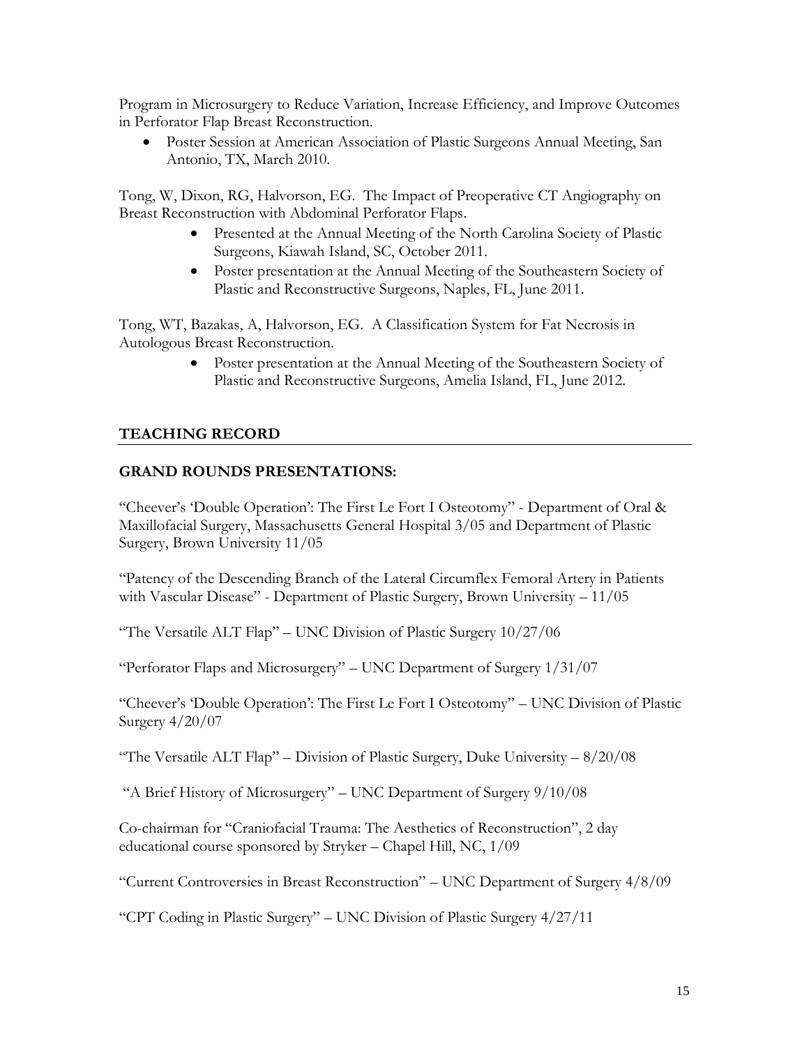Program in Microsurgery to Reduce Variation, Increase Efficiency, and Improve Outcomes in Perforator Flap Breast Reconstruction.

- Poster Session at American Association of Plastic Surgeons Annual Meeting, San Antonio, TX, March 2010.

Tong, W, Dixon, RG, Halvorson, EG. The Impact of Preoperative CT Angiography on Breast Reconstruction with Abdominal Perforator Flaps.

- Presented at the Annual Meeting of the North Carolina Society of Plastic Surgeons, Kiawah Island, SC, October 2011.
- Poster presentation at the Annual Meeting of the Southeastern Society of Plastic and Reconstructive Surgeons, Naples, FL, June 2011.

Tong, WT, Bazakas, A, Halvorson, EG. A Classification System for Fat Necrosis in Autologous Breast Reconstruction.

- Poster presentation at the Annual Meeting of the Southeastern Society of Plastic and Reconstructive Surgeons, Amelia Island, FL, June 2012.

## TEACHING RECORD

### GRAND ROUNDS PRESENTATIONS:

"Cheever's 'Double Operation': The First Le Fort I Osteotomy" - Department of Oral & Maxillofacial Surgery, Massachusetts General Hospital 3/05 and Department of Plastic Surgery, Brown University 11/05

"Patency of the Descending Branch of the Lateral Circumflex Femoral Artery in Patients with Vascular Disease" - Department of Plastic Surgery, Brown University – 11/05

"The Versatile ALT Flap" – UNC Division of Plastic Surgery 10/27/06

"Perforator Flaps and Microsurgery" – UNC Department of Surgery 1/31/07

"Cheever's 'Double Operation': The First Le Fort I Osteotomy" – UNC Division of Plastic Surgery 4/20/07

"The Versatile ALT Flap" – Division of Plastic Surgery, Duke University – 8/20/08

"A Brief History of Microsurgery" – UNC Department of Surgery 9/10/08

Co-chairman for "Craniofacial Trauma: The Aesthetics of Reconstruction", 2 day educational course sponsored by Stryker – Chapel Hill, NC, 1/09

"Current Controversies in Breast Reconstruction" – UNC Department of Surgery 4/8/09

"CPT Coding in Plastic Surgery" – UNC Division of Plastic Surgery 4/27/11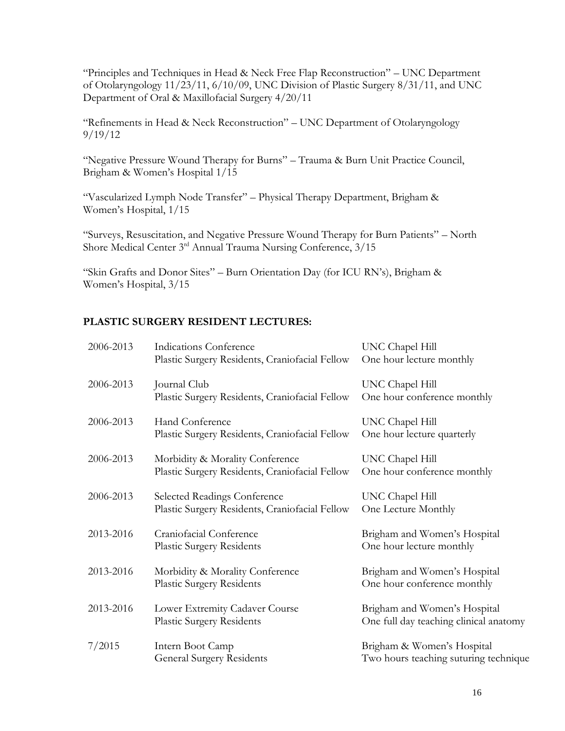"Principles and Techniques in Head & Neck Free Flap Reconstruction" – UNC Department of Otolaryngology 11/23/11, 6/10/09, UNC Division of Plastic Surgery 8/31/11, and UNC Department of Oral & Maxillofacial Surgery 4/20/11

"Refinements in Head & Neck Reconstruction" – UNC Department of Otolaryngology 9/19/12

"Negative Pressure Wound Therapy for Burns" – Trauma & Burn Unit Practice Council, Brigham & Women's Hospital 1/15

"Vascularized Lymph Node Transfer" – Physical Therapy Department, Brigham & Women's Hospital, 1/15

"Surveys, Resuscitation, and Negative Pressure Wound Therapy for Burn Patients" – North Shore Medical Center 3rd Annual Trauma Nursing Conference, 3/15

"Skin Grafts and Donor Sites" – Burn Orientation Day (for ICU RN's), Brigham & Women's Hospital, 3/15

## PLASTIC SURGERY RESIDENT LECTURES:

| | | |
|---|---|---|
| 2006-2013 | Indications Conference<br>Plastic Surgery Residents, Craniofacial Fellow | UNC Chapel Hill<br>One hour lecture monthly |
| 2006-2013 | Journal Club<br>Plastic Surgery Residents, Craniofacial Fellow | UNC Chapel Hill<br>One hour conference monthly |
| 2006-2013 | Hand Conference<br>Plastic Surgery Residents, Craniofacial Fellow | UNC Chapel Hill<br>One hour lecture quarterly |
| 2006-2013 | Morbidity & Morality Conference<br>Plastic Surgery Residents, Craniofacial Fellow | UNC Chapel Hill<br>One hour conference monthly |
| 2006-2013 | Selected Readings Conference<br>Plastic Surgery Residents, Craniofacial Fellow | UNC Chapel Hill<br>One Lecture Monthly |
| 2013-2016 | Craniofacial Conference<br>Plastic Surgery Residents | Brigham and Women's Hospital<br>One hour lecture monthly |
| 2013-2016 | Morbidity & Morality Conference<br>Plastic Surgery Residents | Brigham and Women's Hospital<br>One hour conference monthly |
| 2013-2016 | Lower Extremity Cadaver Course<br>Plastic Surgery Residents | Brigham and Women's Hospital<br>One full day teaching clinical anatomy |
| 7/2015 | Intern Boot Camp<br>General Surgery Residents | Brigham & Women's Hospital<br>Two hours teaching suturing technique |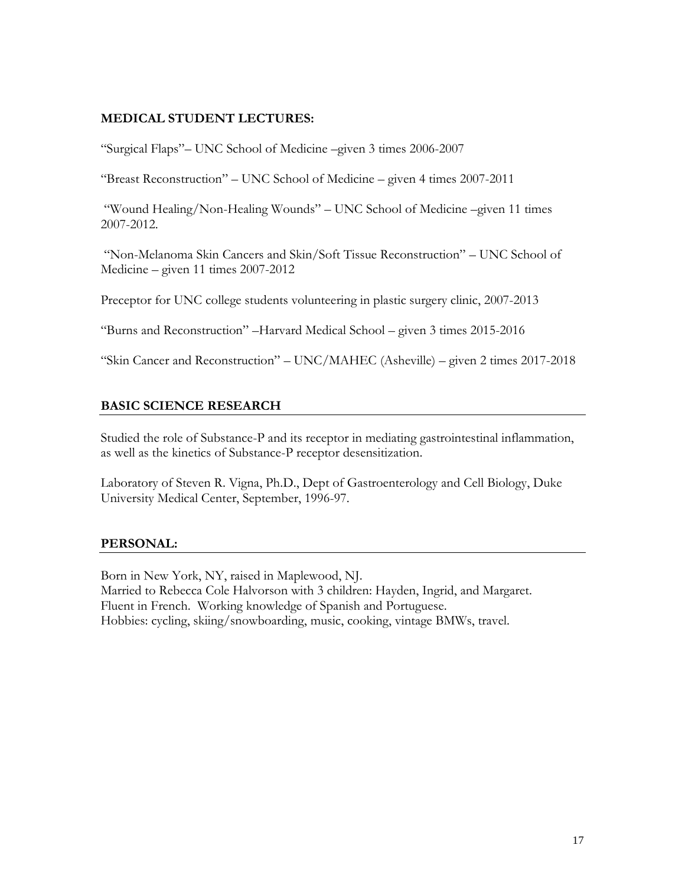## MEDICAL STUDENT LECTURES:

"Surgical Flaps"– UNC School of Medicine –given 3 times 2006-2007

"Breast Reconstruction" – UNC School of Medicine – given 4 times 2007-2011

"Wound Healing/Non-Healing Wounds" – UNC School of Medicine –given 11 times 2007-2012.

"Non-Melanoma Skin Cancers and Skin/Soft Tissue Reconstruction" – UNC School of Medicine – given 11 times 2007-2012

Preceptor for UNC college students volunteering in plastic surgery clinic, 2007-2013

"Burns and Reconstruction" –Harvard Medical School – given 3 times 2015-2016

"Skin Cancer and Reconstruction" – UNC/MAHEC (Asheville) – given 2 times 2017-2018

## BASIC SCIENCE RESEARCH

Studied the role of Substance-P and its receptor in mediating gastrointestinal inflammation, as well as the kinetics of Substance-P receptor desensitization.

Laboratory of Steven R. Vigna, Ph.D., Dept of Gastroenterology and Cell Biology, Duke University Medical Center, September, 1996-97.

## PERSONAL:

Born in New York, NY, raised in Maplewood, NJ.
Married to Rebecca Cole Halvorson with 3 children: Hayden, Ingrid, and Margaret.
Fluent in French. Working knowledge of Spanish and Portuguese.
Hobbies: cycling, skiing/snowboarding, music, cooking, vintage BMWs, travel.